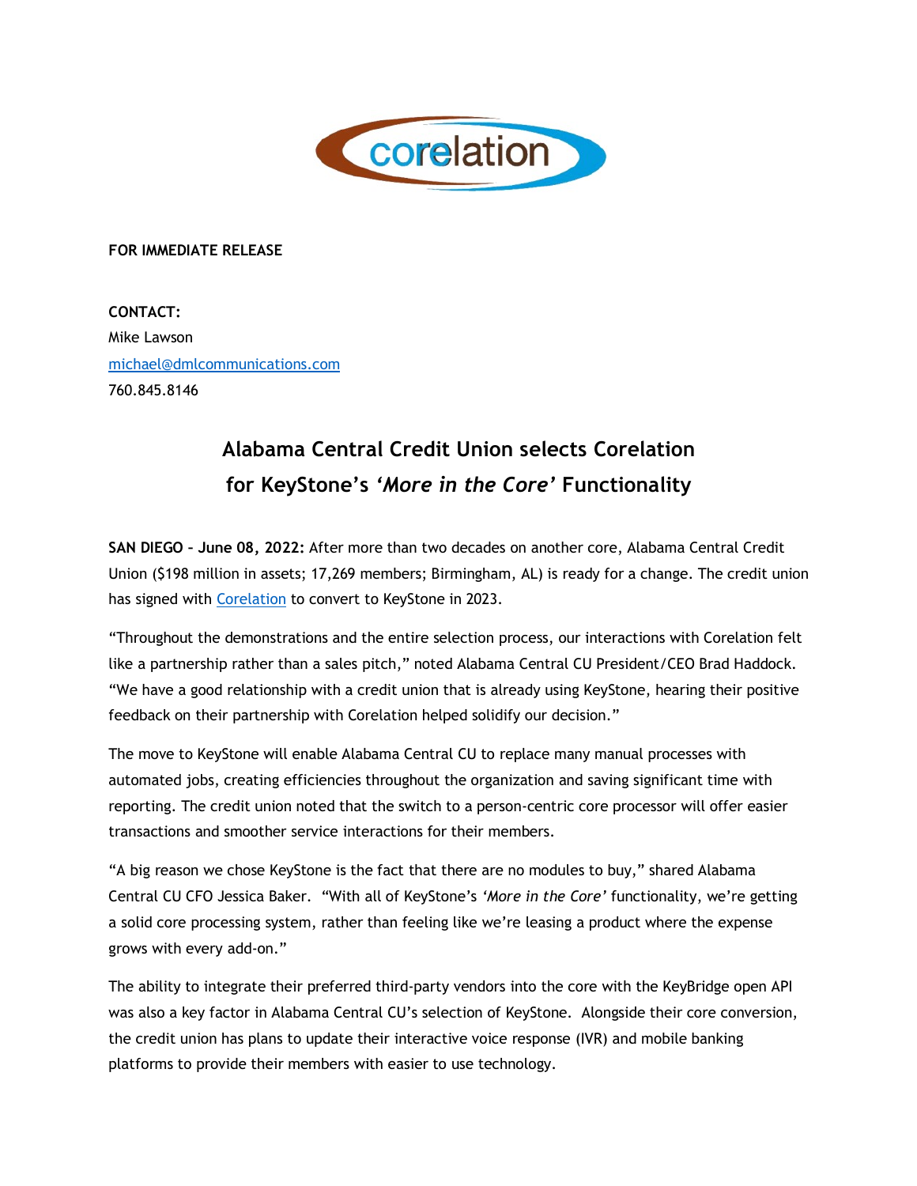**FOR IMMEDIATE RELEASE**

**CONTACT:**
Mike Lawson
michael@dmlcommunications.com
760.845.8146

# Alabama Central Credit Union selects Corelation for KeyStone's *'More in the Core'* Functionality

**SAN DIEGO – June 08, 2022:** After more than two decades on another core, Alabama Central Credit Union ($198 million in assets; 17,269 members; Birmingham, AL) is ready for a change. The credit union has signed with Corelation to convert to KeyStone in 2023.

"Throughout the demonstrations and the entire selection process, our interactions with Corelation felt like a partnership rather than a sales pitch," noted Alabama Central CU President/CEO Brad Haddock. "We have a good relationship with a credit union that is already using KeyStone, hearing their positive feedback on their partnership with Corelation helped solidify our decision."

The move to KeyStone will enable Alabama Central CU to replace many manual processes with automated jobs, creating efficiencies throughout the organization and saving significant time with reporting. The credit union noted that the switch to a person-centric core processor will offer easier transactions and smoother service interactions for their members.

"A big reason we chose KeyStone is the fact that there are no modules to buy," shared Alabama Central CU CFO Jessica Baker. "With all of KeyStone's *'More in the Core'* functionality, we're getting a solid core processing system, rather than feeling like we're leasing a product where the expense grows with every add-on."

The ability to integrate their preferred third-party vendors into the core with the KeyBridge open API was also a key factor in Alabama Central CU's selection of KeyStone. Alongside their core conversion, the credit union has plans to update their interactive voice response (IVR) and mobile banking platforms to provide their members with easier to use technology.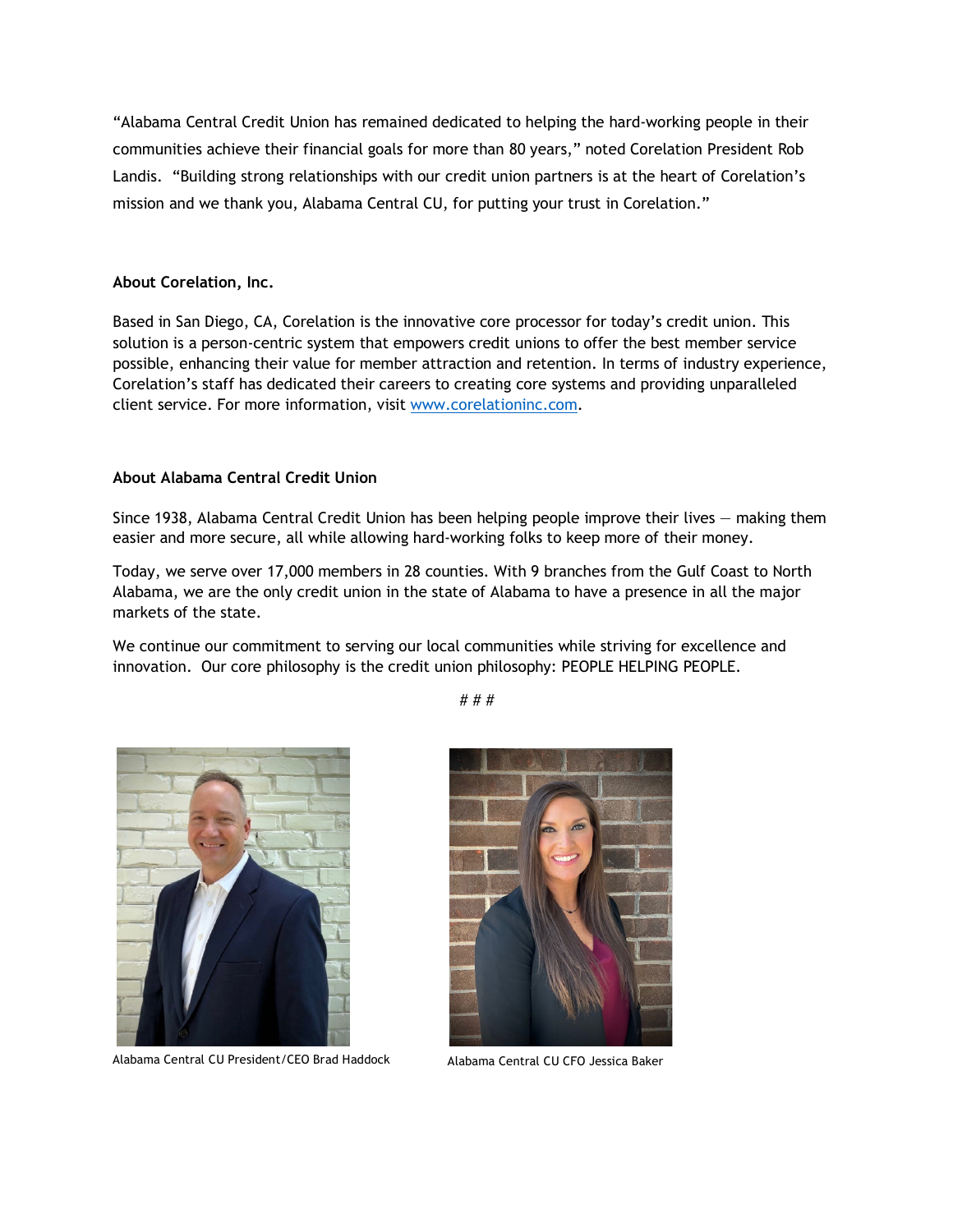"Alabama Central Credit Union has remained dedicated to helping the hard-working people in their communities achieve their financial goals for more than 80 years," noted Corelation President Rob Landis. "Building strong relationships with our credit union partners is at the heart of Corelation's mission and we thank you, Alabama Central CU, for putting your trust in Corelation."

**About Corelation, Inc.**

Based in San Diego, CA, Corelation is the innovative core processor for today's credit union. This solution is a person-centric system that empowers credit unions to offer the best member service possible, enhancing their value for member attraction and retention. In terms of industry experience, Corelation's staff has dedicated their careers to creating core systems and providing unparalleled client service. For more information, visit [www.corelationinc.com](http://www.corelationinc.com).

**About Alabama Central Credit Union**

Since 1938, Alabama Central Credit Union has been helping people improve their lives — making them easier and more secure, all while allowing hard-working folks to keep more of their money.

Today, we serve over 17,000 members in 28 counties. With 9 branches from the Gulf Coast to North Alabama, we are the only credit union in the state of Alabama to have a presence in all the major markets of the state.

We continue our commitment to serving our local communities while striving for excellence and innovation. Our core philosophy is the credit union philosophy: PEOPLE HELPING PEOPLE.

# # #

Alabama Central CU President/CEO Brad Haddock

Alabama Central CU CFO Jessica Baker